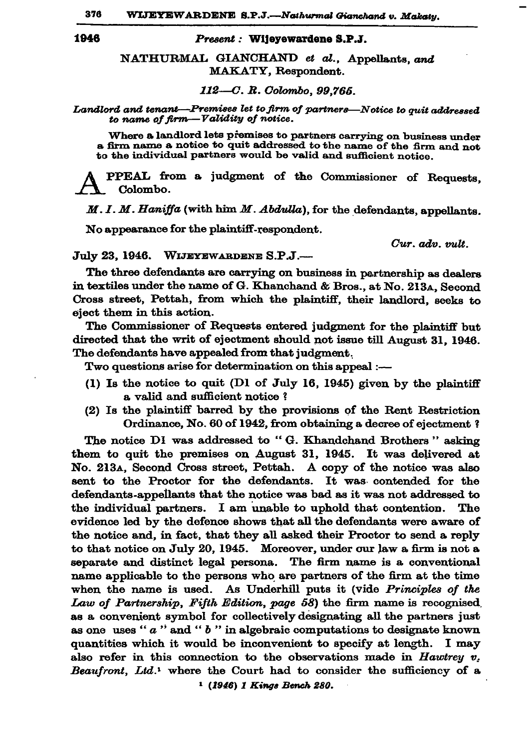**1946**

*Present :* **Wijeyewardene S.P.J.**

NATHURMAL GIANCHAND *et al.*, Appellants, *and* MAKATY, Respondent.

*112—C. R. Colombo, 99,765.*

*Landlord and tenant—Premises let to firm of partners—Notice to quit addressed to name of firm—Validity of notice.*

Where a landlord lets premises to partners carrying on business under a firm name a notice to quit addressed to the name of the firm and not to the individual partners would be valid and sufficient notice.

APPEAL from a judgment of the Commissioner of Requests, Colombo.

*M. I. M. Haniffa* (with him *M. Abdulla*), for the defendants, appellants.

No appearance for the plaintiff-respondent.

*Cur. adv. vult.*

July 23, 1946. WIJEYEWARDENE S.P.J.—

The three defendants are carrying on business in partnership as dealers in textiles under the name of G. Khanchand & Bros., at No. 213A, Second Cross street, Pettah, from which the plaintiff, their landlord, seeks to eject them in this action.

The Commissioner of Requests entered judgment for the plaintiff but directed that the writ of ejectment should not issue till August 31, 1946. The defendants have appealed from that judgment.

Two questions arise for determination on this appeal :—

(1) Is the notice to quit (D1 of July 16, 1945) given by the plaintiff a valid and sufficient notice ?

(2) Is the plaintiff barred by the provisions of the Rent Restriction Ordinance, No. 60 of 1942, from obtaining a decree of ejectment ?

The notice D1 was addressed to " G. Khandchand Brothers " asking them to quit the premises on August 31, 1945. It was delivered at No. 213A, Second Cross street, Pettah. A copy of the notice was also sent to the Proctor for the defendants. It was contended for the defendants-appellants that the notice was bad as it was not addressed to the individual partners. I am unable to uphold that contention. The evidence led by the defence shows that all the defendants were aware of the notice and, in fact, that they all asked their Proctor to send a reply to that notice on July 20, 1945. Moreover, under our law a firm is not a separate and distinct legal persona. The firm name is a conventional name applicable to the persons who are partners of the firm at the time when the name is used. As Underhill puts it (vide *Principles of the Law of Partnership, Fifth Edition, page 58*) the firm name is recognised as a convenient symbol for collectively designating all the partners just as one uses " *a* " and " *b* " in algebraic computations to designate known quantities which it would be inconvenient to specify at length. I may also refer in this connection to the observations made in *Hawtrey v. Beaufront, Ltd.*[1] where the Court had to consider the sufficiency of a

[1] *(1946) 1 Kings Bench 280.*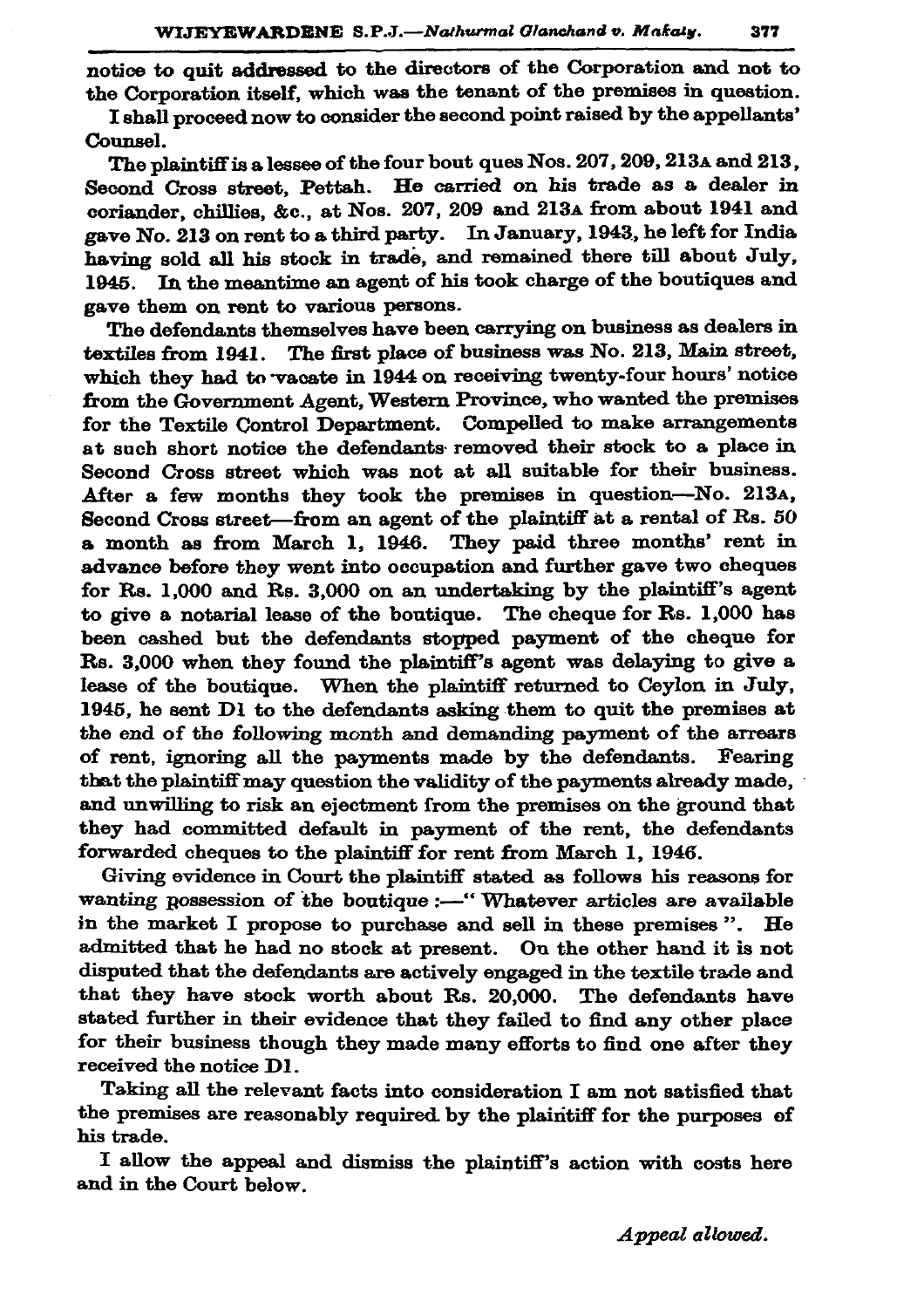notice to quit addressed to the directors of the Corporation and not to the Corporation itself, which was the tenant of the premises in question.

I shall proceed now to consider the second point raised by the appellants' Counsel.

The plaintiff is a lessee of the four bout ques Nos. 207, 209, 213A and 213, Second Cross street, Pettah. He carried on his trade as a dealer in coriander, chillies, &c., at Nos. 207, 209 and 213A from about 1941 and gave No. 213 on rent to a third party. In January, 1943, he left for India having sold all his stock in trade, and remained there till about July, 1945. In the meantime an agent of his took charge of the boutiques and gave them on rent to various persons.

The defendants themselves have been carrying on business as dealers in textiles from 1941. The first place of business was No. 213, Main street, which they had to vacate in 1944 on receiving twenty-four hours' notice from the Government Agent, Western Province, who wanted the premises for the Textile Control Department. Compelled to make arrangements at such short notice the defendants removed their stock to a place in Second Cross street which was not at all suitable for their business. After a few months they took the premises in question—No. 213A, Second Cross street—from an agent of the plaintiff at a rental of Rs. 50 a month as from March 1, 1946. They paid three months' rent in advance before they went into occupation and further gave two cheques for Rs. 1,000 and Rs. 3,000 on an undertaking by the plaintiff's agent to give a notarial lease of the boutique. The cheque for Rs. 1,000 has been cashed but the defendants stopped payment of the cheque for Rs. 3,000 when they found the plaintiff's agent was delaying to give a lease of the boutique. When the plaintiff returned to Ceylon in July, 1945, he sent D1 to the defendants asking them to quit the premises at the end of the following month and demanding payment of the arrears of rent, ignoring all the payments made by the defendants. Fearing that the plaintiff may question the validity of the payments already made, and unwilling to risk an ejectment from the premises on the ground that they had committed default in payment of the rent, the defendants forwarded cheques to the plaintiff for rent from March 1, 1946.

Giving evidence in Court the plaintiff stated as follows his reasons for wanting possession of the boutique :—" Whatever articles are available in the market I propose to purchase and sell in these premises ". He admitted that he had no stock at present. On the other hand it is not disputed that the defendants are actively engaged in the textile trade and that they have stock worth about Rs. 20,000. The defendants have stated further in their evidence that they failed to find any other place for their business though they made many efforts to find one after they received the notice D1.

Taking all the relevant facts into consideration I am not satisfied that the premises are reasonably required by the plaintiff for the purposes of his trade.

I allow the appeal and dismiss the plaintiff's action with costs here and in the Court below.

*Appeal allowed.*